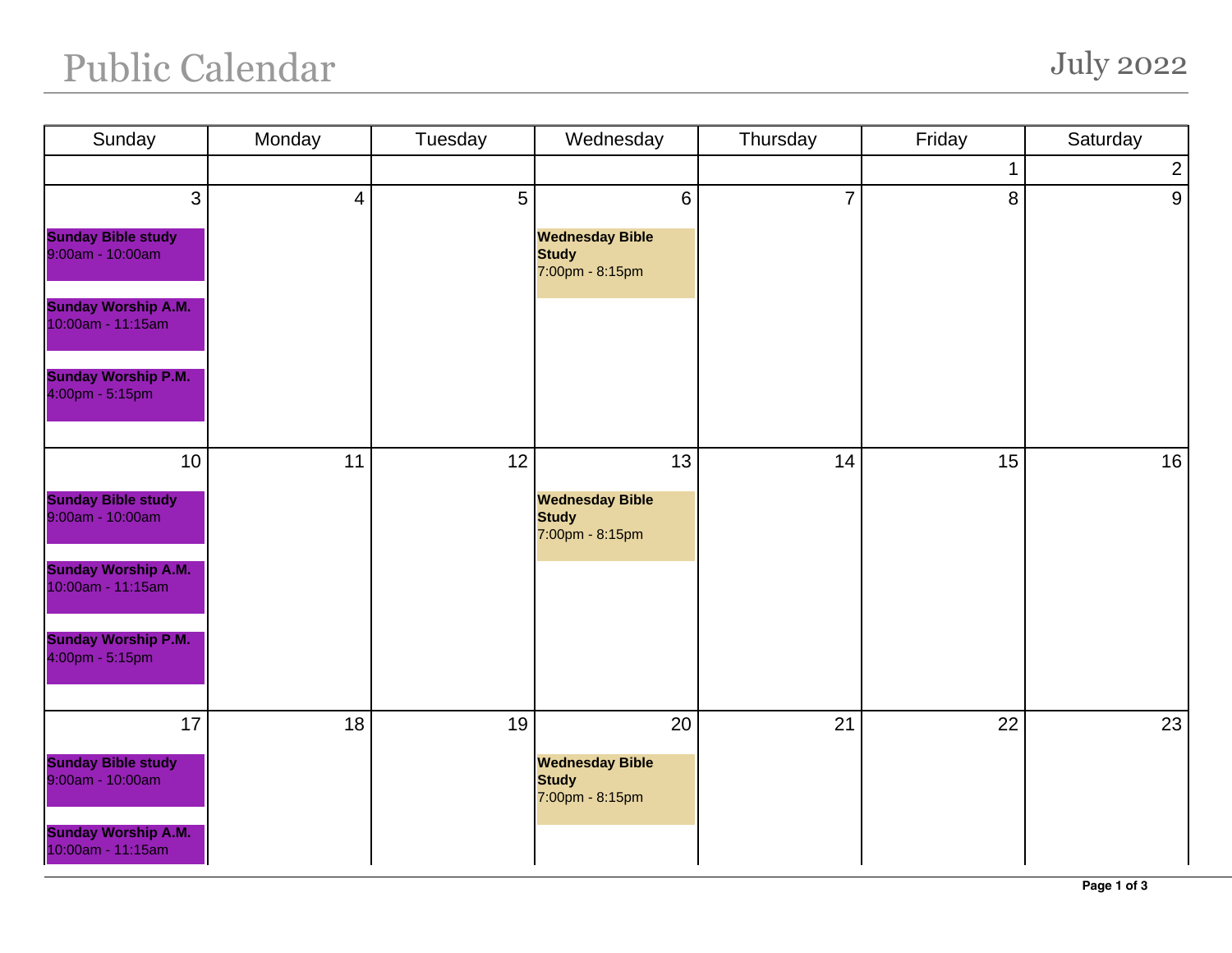# Public Calendar

## July 2022

| Sunday | Monday | Tuesday | Wednesday | Thursday | Friday | Saturday |
|---|---|---|---|---|---|---|
| | | | | | 1 | 2 |
| 3<br>**Sunday Bible study**<br>9:00am - 10:00am<br>**Sunday Worship A.M.**<br>10:00am - 11:15am<br>**Sunday Worship P.M.**<br>4:00pm - 5:15pm | 4 | 5 | 6<br>**Wednesday Bible Study**<br>7:00pm - 8:15pm | 7 | 8 | 9 |
| 10<br>**Sunday Bible study**<br>9:00am - 10:00am<br>**Sunday Worship A.M.**<br>10:00am - 11:15am<br>**Sunday Worship P.M.**<br>4:00pm - 5:15pm | 11 | 12 | 13<br>**Wednesday Bible Study**<br>7:00pm - 8:15pm | 14 | 15 | 16 |
| 17<br>**Sunday Bible study**<br>9:00am - 10:00am<br>**Sunday Worship A.M.**<br>10:00am - 11:15am | 18 | 19 | 20<br>**Wednesday Bible Study**<br>7:00pm - 8:15pm | 21 | 22 | 23 |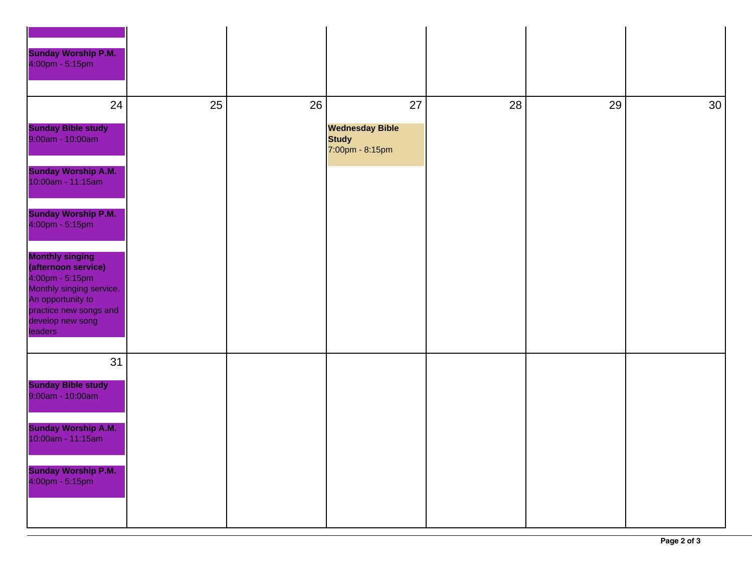| | | | | | | |
|---|---|---|---|---|---|---|
| **Sunday Worship P.M.** 4:00pm - 5:15pm | | | | | | |
| 24 | 25 | 26 | 27 | 28 | 29 | 30 |
| **Sunday Bible study** 9:00am - 10:00am<br><br>**Sunday Worship A.M.** 10:00am - 11:15am<br><br>**Sunday Worship P.M.** 4:00pm - 5:15pm<br><br>**Monthly singing (afternoon service)** 4:00pm - 5:15pm Monthly singing service. An opportunity to practice new songs and develop new song leaders | | | **Wednesday Bible Study** 7:00pm - 8:15pm | | | |
| 31 | | | | | | |
| **Sunday Bible study** 9:00am - 10:00am<br><br>**Sunday Worship A.M.** 10:00am - 11:15am<br><br>**Sunday Worship P.M.** 4:00pm - 5:15pm | | | | | | |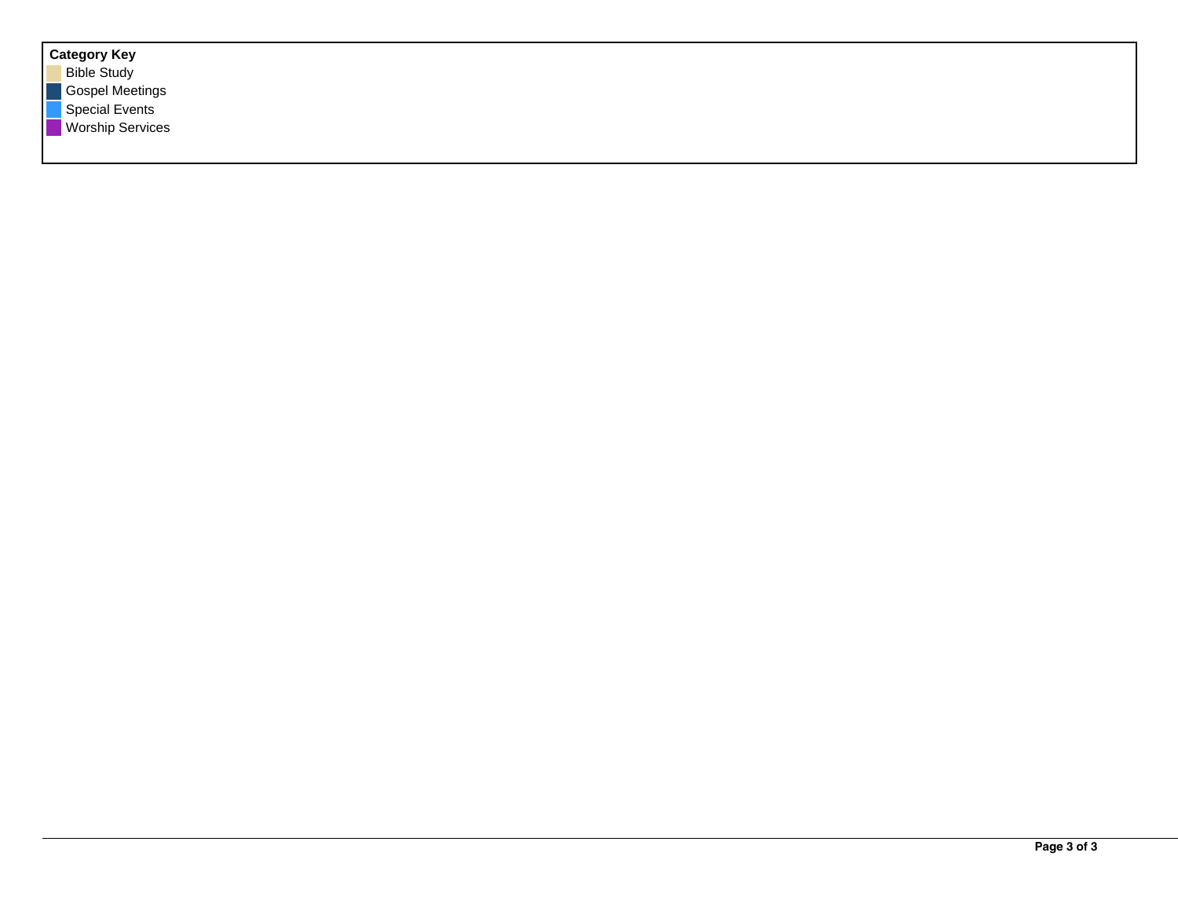**Category Key**

- Bible Study
- Gospel Meetings
- Special Events
- Worship Services